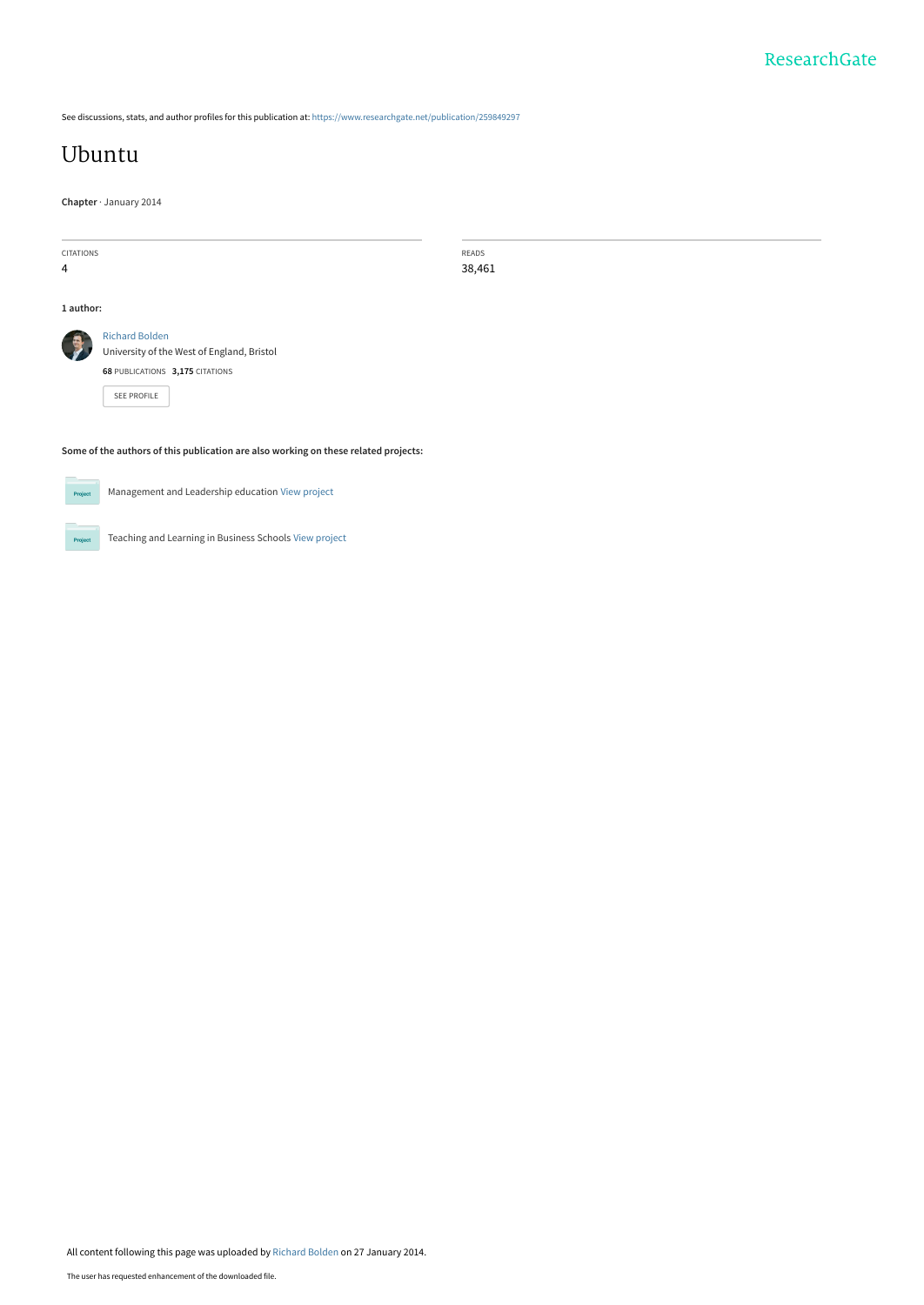See discussions, stats, and author profiles for this publication at: https://www.researchgate.net/publication/259849297

# Ubuntu

**Chapter** · January 2014

| CITATIONS | READS |
|---|---|
| 4 | 38,461 |

**1 author:**

Richard Bolden
University of the West of England, Bristol
**68** PUBLICATIONS **3,175** CITATIONS

SEE PROFILE

**Some of the authors of this publication are also working on these related projects:**

Management and Leadership education View project

Teaching and Learning in Business Schools View project

All content following this page was uploaded by Richard Bolden on 27 January 2014.

The user has requested enhancement of the downloaded file.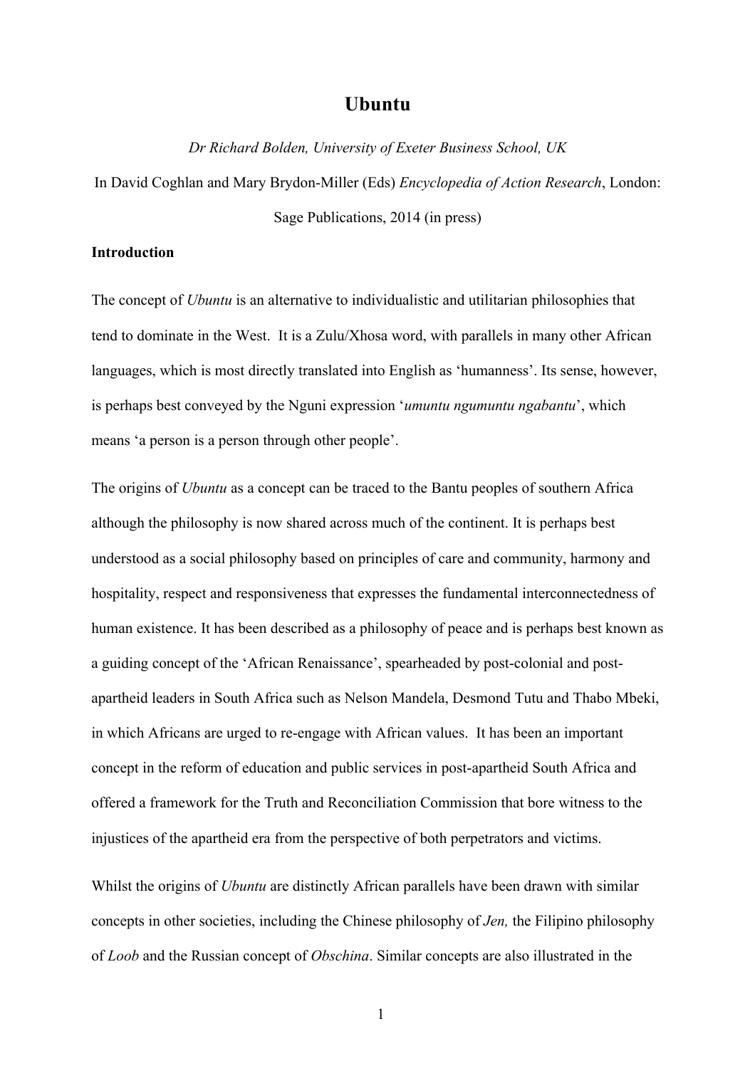# Ubuntu

*Dr Richard Bolden, University of Exeter Business School, UK*

In David Coghlan and Mary Brydon-Miller (Eds) *Encyclopedia of Action Research*, London: Sage Publications, 2014 (in press)

**Introduction**

The concept of *Ubuntu* is an alternative to individualistic and utilitarian philosophies that tend to dominate in the West. It is a Zulu/Xhosa word, with parallels in many other African languages, which is most directly translated into English as 'humanness'. Its sense, however, is perhaps best conveyed by the Nguni expression '*umuntu ngumuntu ngabantu*', which means 'a person is a person through other people'.

The origins of *Ubuntu* as a concept can be traced to the Bantu peoples of southern Africa although the philosophy is now shared across much of the continent. It is perhaps best understood as a social philosophy based on principles of care and community, harmony and hospitality, respect and responsiveness that expresses the fundamental interconnectedness of human existence. It has been described as a philosophy of peace and is perhaps best known as a guiding concept of the 'African Renaissance', spearheaded by post-colonial and post-apartheid leaders in South Africa such as Nelson Mandela, Desmond Tutu and Thabo Mbeki, in which Africans are urged to re-engage with African values. It has been an important concept in the reform of education and public services in post-apartheid South Africa and offered a framework for the Truth and Reconciliation Commission that bore witness to the injustices of the apartheid era from the perspective of both perpetrators and victims.

Whilst the origins of *Ubuntu* are distinctly African parallels have been drawn with similar concepts in other societies, including the Chinese philosophy of *Jen,* the Filipino philosophy of *Loob* and the Russian concept of *Obschina*. Similar concepts are also illustrated in the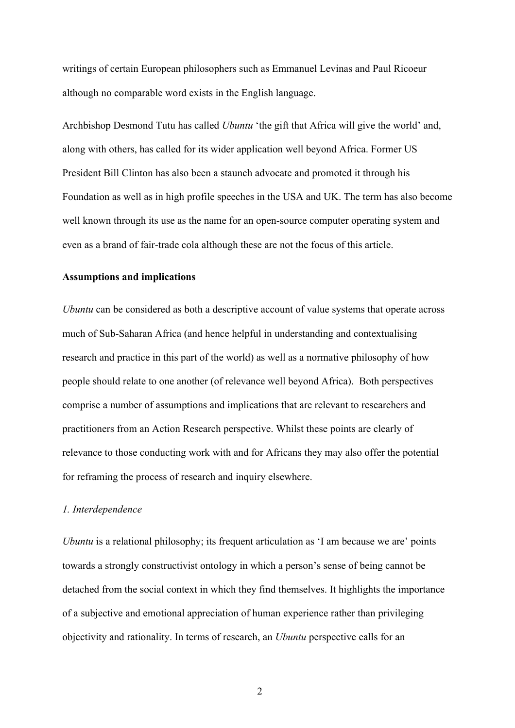writings of certain European philosophers such as Emmanuel Levinas and Paul Ricoeur although no comparable word exists in the English language.

Archbishop Desmond Tutu has called *Ubuntu* 'the gift that Africa will give the world' and, along with others, has called for its wider application well beyond Africa. Former US President Bill Clinton has also been a staunch advocate and promoted it through his Foundation as well as in high profile speeches in the USA and UK. The term has also become well known through its use as the name for an open-source computer operating system and even as a brand of fair-trade cola although these are not the focus of this article.

**Assumptions and implications**

*Ubuntu* can be considered as both a descriptive account of value systems that operate across much of Sub-Saharan Africa (and hence helpful in understanding and contextualising research and practice in this part of the world) as well as a normative philosophy of how people should relate to one another (of relevance well beyond Africa). Both perspectives comprise a number of assumptions and implications that are relevant to researchers and practitioners from an Action Research perspective. Whilst these points are clearly of relevance to those conducting work with and for Africans they may also offer the potential for reframing the process of research and inquiry elsewhere.

*1. Interdependence*

*Ubuntu* is a relational philosophy; its frequent articulation as 'I am because we are' points towards a strongly constructivist ontology in which a person's sense of being cannot be detached from the social context in which they find themselves. It highlights the importance of a subjective and emotional appreciation of human experience rather than privileging objectivity and rationality. In terms of research, an *Ubuntu* perspective calls for an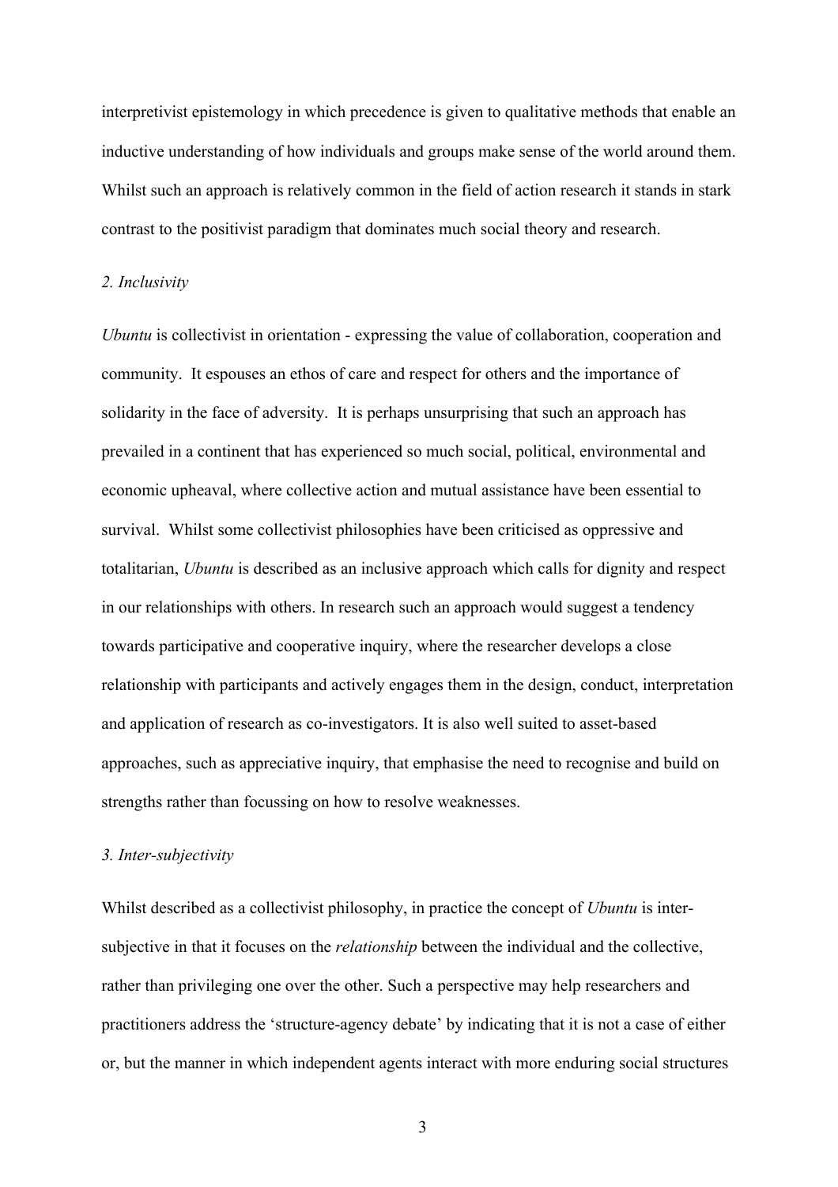interpretivist epistemology in which precedence is given to qualitative methods that enable an inductive understanding of how individuals and groups make sense of the world around them. Whilst such an approach is relatively common in the field of action research it stands in stark contrast to the positivist paradigm that dominates much social theory and research.

*2. Inclusivity*

*Ubuntu* is collectivist in orientation - expressing the value of collaboration, cooperation and community. It espouses an ethos of care and respect for others and the importance of solidarity in the face of adversity. It is perhaps unsurprising that such an approach has prevailed in a continent that has experienced so much social, political, environmental and economic upheaval, where collective action and mutual assistance have been essential to survival. Whilst some collectivist philosophies have been criticised as oppressive and totalitarian, *Ubuntu* is described as an inclusive approach which calls for dignity and respect in our relationships with others. In research such an approach would suggest a tendency towards participative and cooperative inquiry, where the researcher develops a close relationship with participants and actively engages them in the design, conduct, interpretation and application of research as co-investigators. It is also well suited to asset-based approaches, such as appreciative inquiry, that emphasise the need to recognise and build on strengths rather than focussing on how to resolve weaknesses.

*3. Inter-subjectivity*

Whilst described as a collectivist philosophy, in practice the concept of *Ubuntu* is inter-subjective in that it focuses on the *relationship* between the individual and the collective, rather than privileging one over the other. Such a perspective may help researchers and practitioners address the 'structure-agency debate' by indicating that it is not a case of either or, but the manner in which independent agents interact with more enduring social structures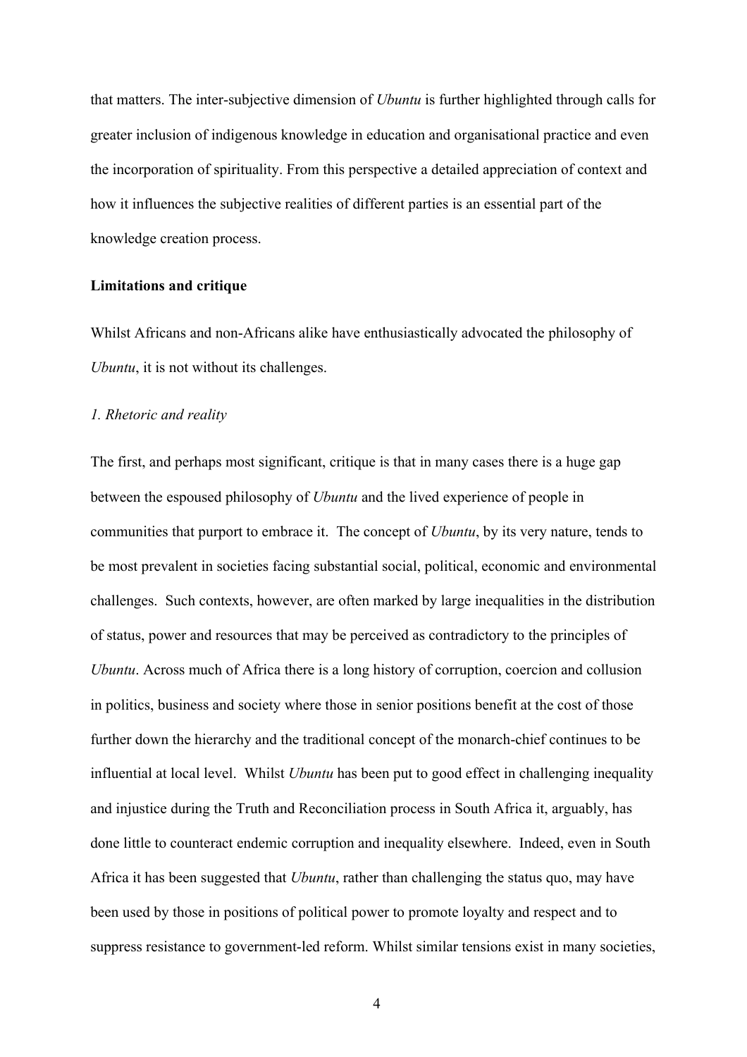that matters. The inter-subjective dimension of *Ubuntu* is further highlighted through calls for greater inclusion of indigenous knowledge in education and organisational practice and even the incorporation of spirituality. From this perspective a detailed appreciation of context and how it influences the subjective realities of different parties is an essential part of the knowledge creation process.

**Limitations and critique**

Whilst Africans and non-Africans alike have enthusiastically advocated the philosophy of *Ubuntu*, it is not without its challenges.

*1. Rhetoric and reality*

The first, and perhaps most significant, critique is that in many cases there is a huge gap between the espoused philosophy of *Ubuntu* and the lived experience of people in communities that purport to embrace it. The concept of *Ubuntu*, by its very nature, tends to be most prevalent in societies facing substantial social, political, economic and environmental challenges. Such contexts, however, are often marked by large inequalities in the distribution of status, power and resources that may be perceived as contradictory to the principles of *Ubuntu*. Across much of Africa there is a long history of corruption, coercion and collusion in politics, business and society where those in senior positions benefit at the cost of those further down the hierarchy and the traditional concept of the monarch-chief continues to be influential at local level. Whilst *Ubuntu* has been put to good effect in challenging inequality and injustice during the Truth and Reconciliation process in South Africa it, arguably, has done little to counteract endemic corruption and inequality elsewhere. Indeed, even in South Africa it has been suggested that *Ubuntu*, rather than challenging the status quo, may have been used by those in positions of political power to promote loyalty and respect and to suppress resistance to government-led reform. Whilst similar tensions exist in many societies,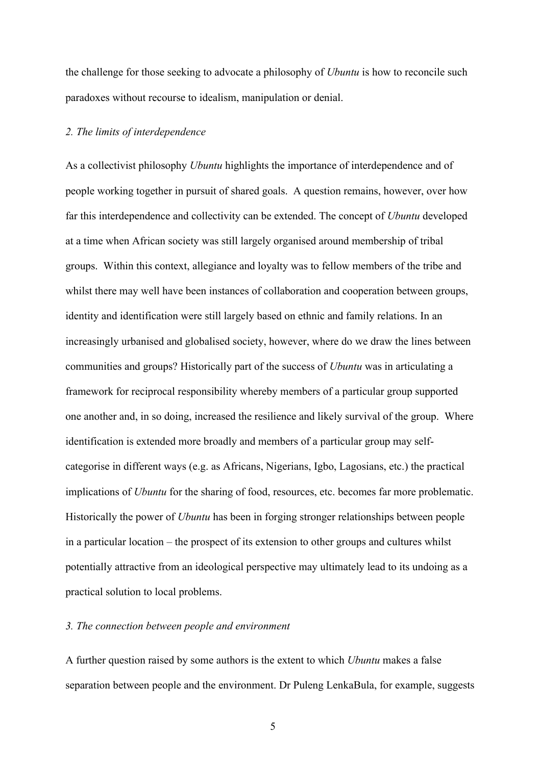the challenge for those seeking to advocate a philosophy of *Ubuntu* is how to reconcile such paradoxes without recourse to idealism, manipulation or denial.

*2. The limits of interdependence*

As a collectivist philosophy *Ubuntu* highlights the importance of interdependence and of people working together in pursuit of shared goals. A question remains, however, over how far this interdependence and collectivity can be extended. The concept of *Ubuntu* developed at a time when African society was still largely organised around membership of tribal groups. Within this context, allegiance and loyalty was to fellow members of the tribe and whilst there may well have been instances of collaboration and cooperation between groups, identity and identification were still largely based on ethnic and family relations. In an increasingly urbanised and globalised society, however, where do we draw the lines between communities and groups? Historically part of the success of *Ubuntu* was in articulating a framework for reciprocal responsibility whereby members of a particular group supported one another and, in so doing, increased the resilience and likely survival of the group. Where identification is extended more broadly and members of a particular group may self-categorise in different ways (e.g. as Africans, Nigerians, Igbo, Lagosians, etc.) the practical implications of *Ubuntu* for the sharing of food, resources, etc. becomes far more problematic. Historically the power of *Ubuntu* has been in forging stronger relationships between people in a particular location – the prospect of its extension to other groups and cultures whilst potentially attractive from an ideological perspective may ultimately lead to its undoing as a practical solution to local problems.

*3. The connection between people and environment*

A further question raised by some authors is the extent to which *Ubuntu* makes a false separation between people and the environment. Dr Puleng LenkaBula, for example, suggests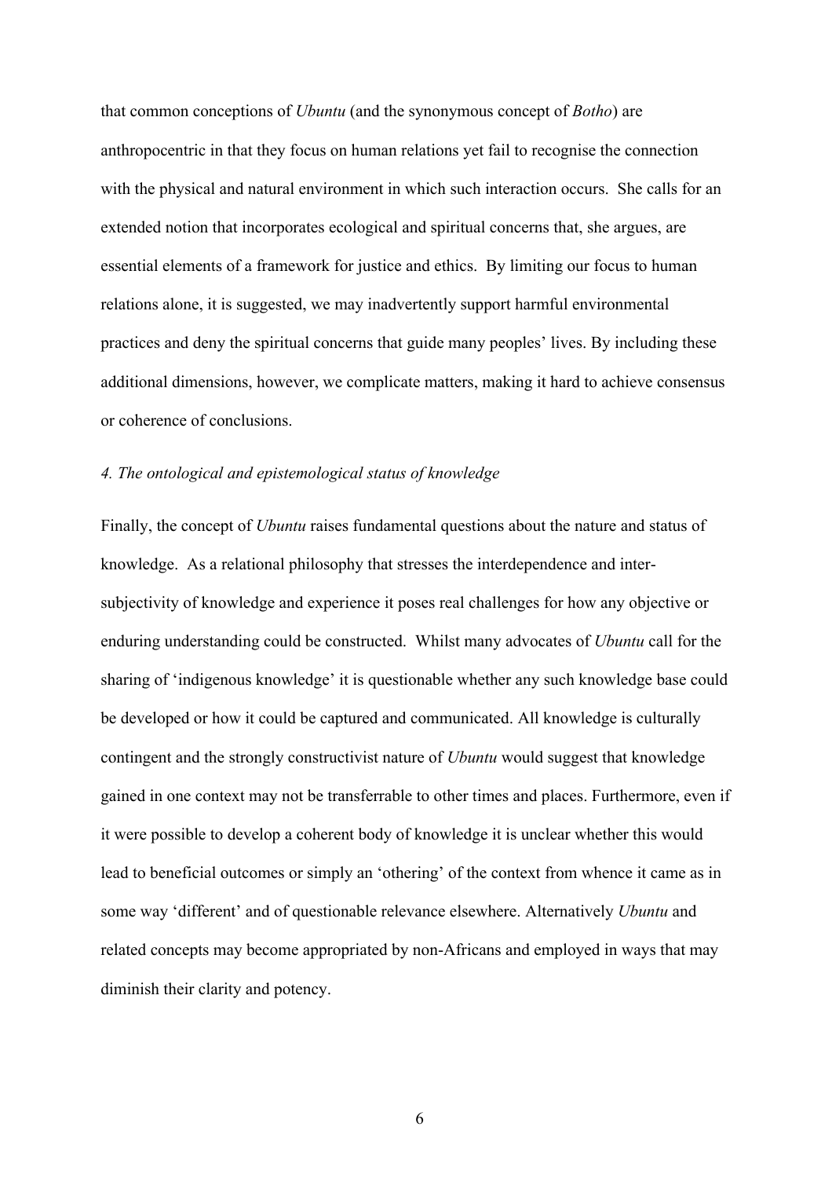that common conceptions of *Ubuntu* (and the synonymous concept of *Botho*) are anthropocentric in that they focus on human relations yet fail to recognise the connection with the physical and natural environment in which such interaction occurs. She calls for an extended notion that incorporates ecological and spiritual concerns that, she argues, are essential elements of a framework for justice and ethics. By limiting our focus to human relations alone, it is suggested, we may inadvertently support harmful environmental practices and deny the spiritual concerns that guide many peoples' lives. By including these additional dimensions, however, we complicate matters, making it hard to achieve consensus or coherence of conclusions.

### *4. The ontological and epistemological status of knowledge*

Finally, the concept of *Ubuntu* raises fundamental questions about the nature and status of knowledge. As a relational philosophy that stresses the interdependence and inter-subjectivity of knowledge and experience it poses real challenges for how any objective or enduring understanding could be constructed. Whilst many advocates of *Ubuntu* call for the sharing of 'indigenous knowledge' it is questionable whether any such knowledge base could be developed or how it could be captured and communicated. All knowledge is culturally contingent and the strongly constructivist nature of *Ubuntu* would suggest that knowledge gained in one context may not be transferrable to other times and places. Furthermore, even if it were possible to develop a coherent body of knowledge it is unclear whether this would lead to beneficial outcomes or simply an 'othering' of the context from whence it came as in some way 'different' and of questionable relevance elsewhere. Alternatively *Ubuntu* and related concepts may become appropriated by non-Africans and employed in ways that may diminish their clarity and potency.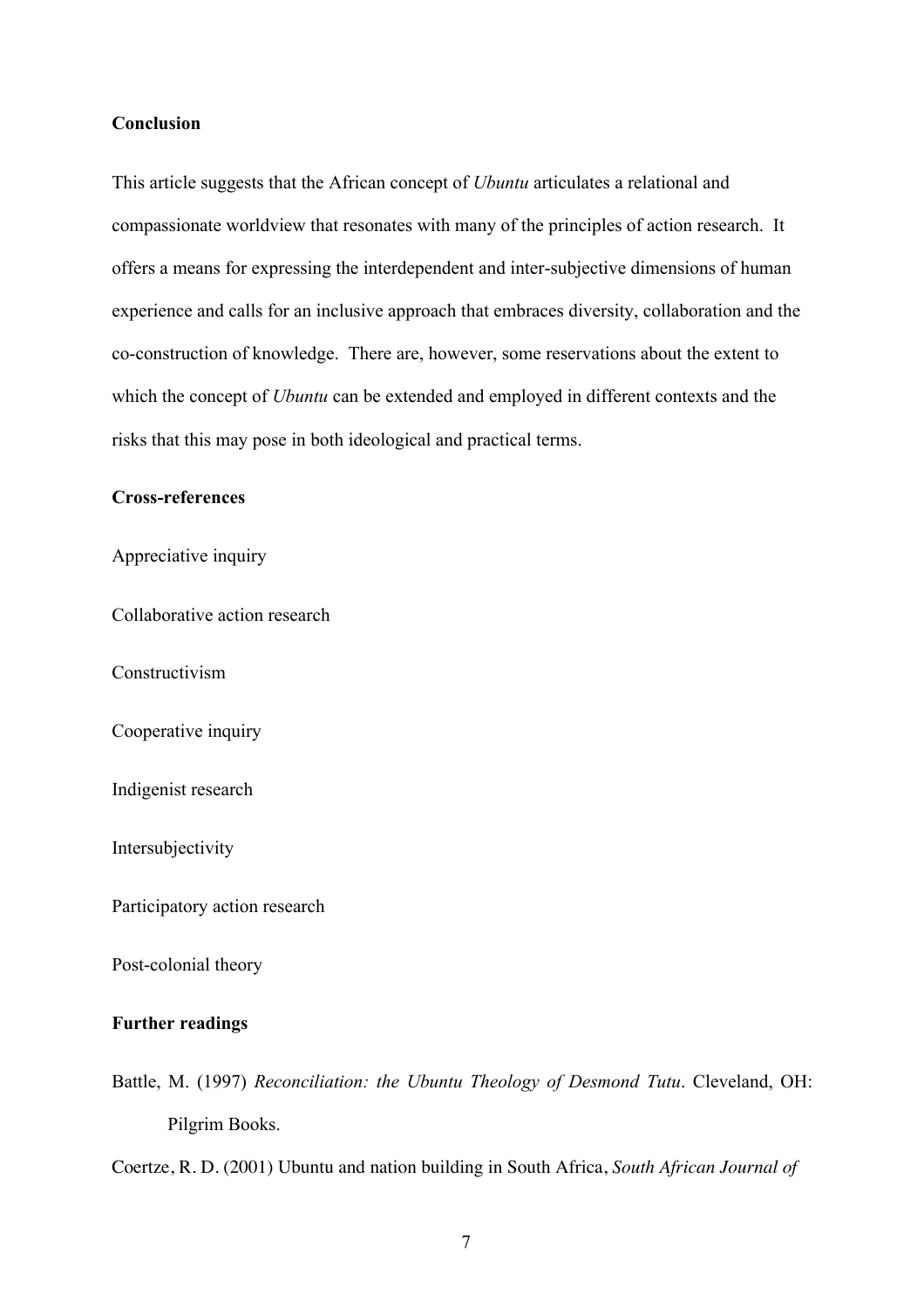## Conclusion

This article suggests that the African concept of *Ubuntu* articulates a relational and compassionate worldview that resonates with many of the principles of action research. It offers a means for expressing the interdependent and inter-subjective dimensions of human experience and calls for an inclusive approach that embraces diversity, collaboration and the co-construction of knowledge. There are, however, some reservations about the extent to which the concept of *Ubuntu* can be extended and employed in different contexts and the risks that this may pose in both ideological and practical terms.

## Cross-references

Appreciative inquiry

Collaborative action research

Constructivism

Cooperative inquiry

Indigenist research

Intersubjectivity

Participatory action research

Post-colonial theory

## Further readings

Battle, M. (1997) *Reconciliation: the Ubuntu Theology of Desmond Tutu*. Cleveland, OH: Pilgrim Books.

Coertze, R. D. (2001) Ubuntu and nation building in South Africa, *South African Journal of*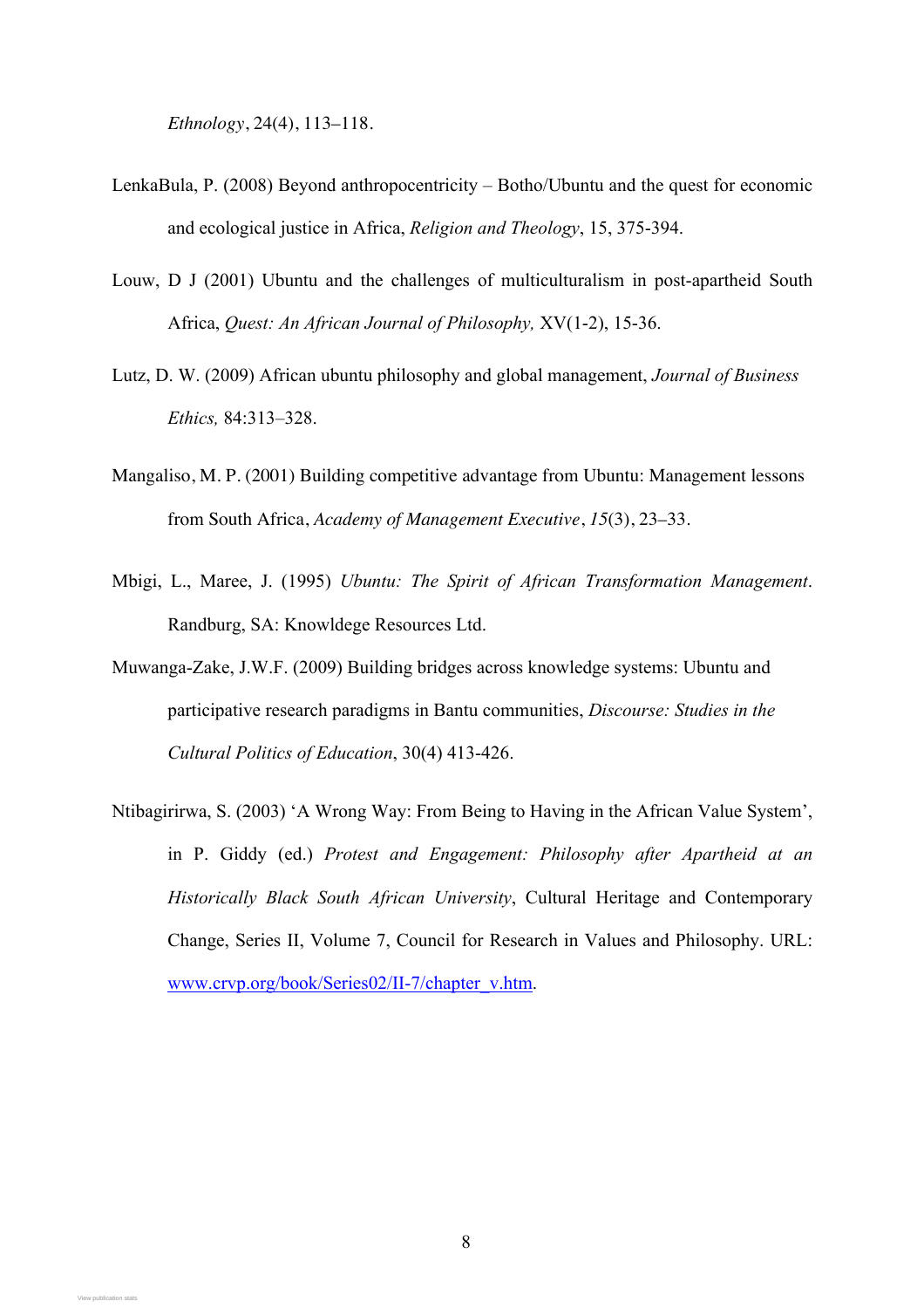*Ethnology*, 24(4), 113–118.

LenkaBula, P. (2008) Beyond anthropocentricity – Botho/Ubuntu and the quest for economic and ecological justice in Africa, *Religion and Theology*, 15, 375-394.

Louw, D J (2001) Ubuntu and the challenges of multiculturalism in post-apartheid South Africa, *Quest: An African Journal of Philosophy,* XV(1-2), 15-36.

Lutz, D. W. (2009) African ubuntu philosophy and global management, *Journal of Business Ethics,* 84:313–328.

Mangaliso, M. P. (2001) Building competitive advantage from Ubuntu: Management lessons from South Africa, *Academy of Management Executive*, *15*(3), 23–33.

Mbigi, L., Maree, J. (1995) *Ubuntu: The Spirit of African Transformation Management*. Randburg, SA: Knowldege Resources Ltd.

Muwanga-Zake, J.W.F. (2009) Building bridges across knowledge systems: Ubuntu and participative research paradigms in Bantu communities, *Discourse: Studies in the Cultural Politics of Education*, 30(4) 413-426.

Ntibagirirwa, S. (2003) 'A Wrong Way: From Being to Having in the African Value System', in P. Giddy (ed.) *Protest and Engagement: Philosophy after Apartheid at an Historically Black South African University*, Cultural Heritage and Contemporary Change, Series II, Volume 7, Council for Research in Values and Philosophy. URL: www.crvp.org/book/Series02/II-7/chapter_v.htm.